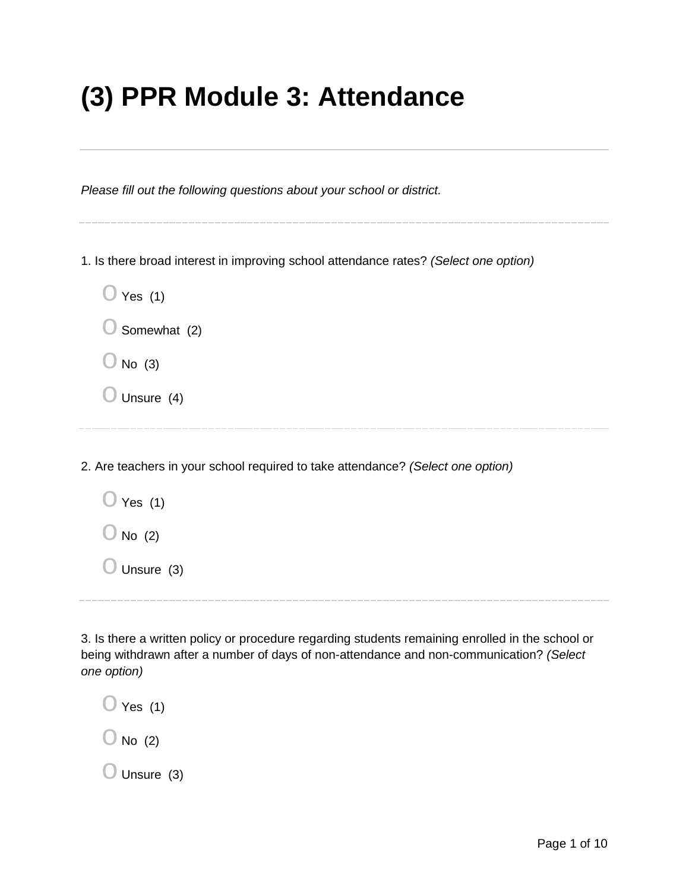# (3) PPR Module 3: Attendance

---

*Please fill out the following questions about your school or district.*

---

1. Is there broad interest in improving school attendance rates? *(Select one option)*

   - O Yes (1)
   - O Somewhat (2)
   - O No (3)
   - O Unsure (4)

---

2. Are teachers in your school required to take attendance? *(Select one option)*

   - O Yes (1)
   - O No (2)
   - O Unsure (3)

---

3. Is there a written policy or procedure regarding students remaining enrolled in the school or being withdrawn after a number of days of non-attendance and non-communication? *(Select one option)*

   - O Yes (1)
   - O No (2)
   - O Unsure (3)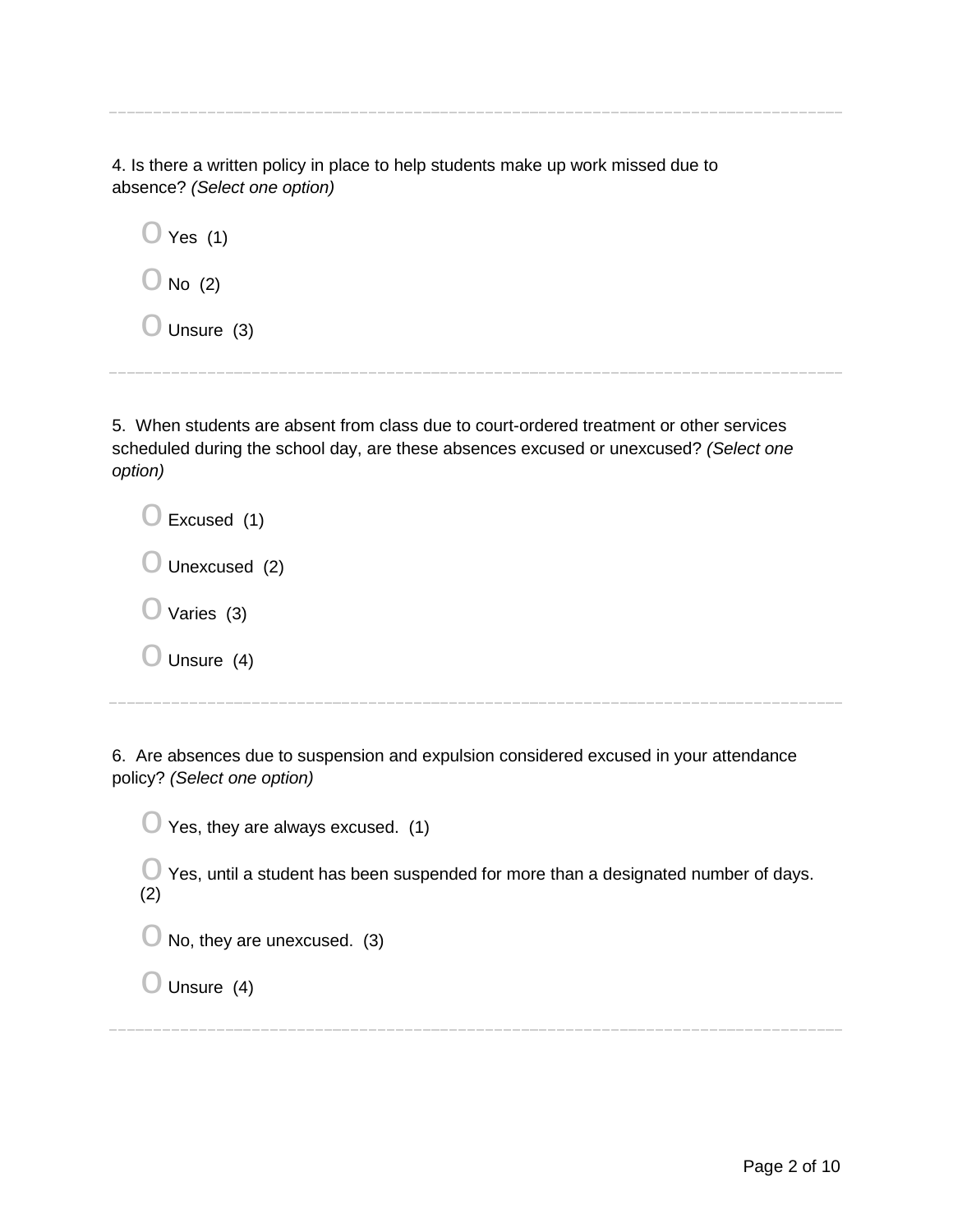4. Is there a written policy in place to help students make up work missed due to absence? *(Select one option)*

- Yes (1)
- No (2)
- Unsure (3)

---

5. When students are absent from class due to court-ordered treatment or other services scheduled during the school day, are these absences excused or unexcused? *(Select one option)*

- Excused (1)
- Unexcused (2)
- Varies (3)
- Unsure (4)

---

6. Are absences due to suspension and expulsion considered excused in your attendance policy? *(Select one option)*

- Yes, they are always excused. (1)
- Yes, until a student has been suspended for more than a designated number of days. (2)
- No, they are unexcused. (3)
- Unsure (4)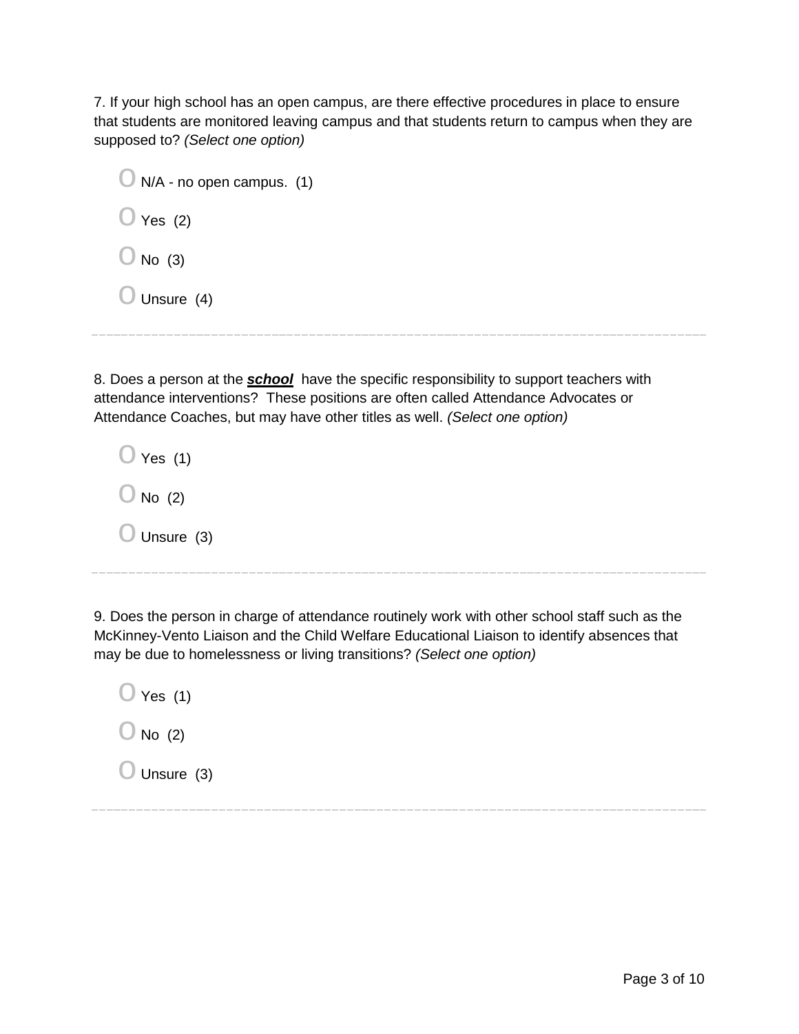7. If your high school has an open campus, are there effective procedures in place to ensure that students are monitored leaving campus and that students return to campus when they are supposed to? *(Select one option)*

- N/A - no open campus. (1)
- Yes (2)
- No (3)
- Unsure (4)

---

8. Does a person at the ***school*** have the specific responsibility to support teachers with attendance interventions? These positions are often called Attendance Advocates or Attendance Coaches, but may have other titles as well. *(Select one option)*

- Yes (1)
- No (2)
- Unsure (3)

---

9. Does the person in charge of attendance routinely work with other school staff such as the McKinney-Vento Liaison and the Child Welfare Educational Liaison to identify absences that may be due to homelessness or living transitions? *(Select one option)*

- Yes (1)
- No (2)
- Unsure (3)

---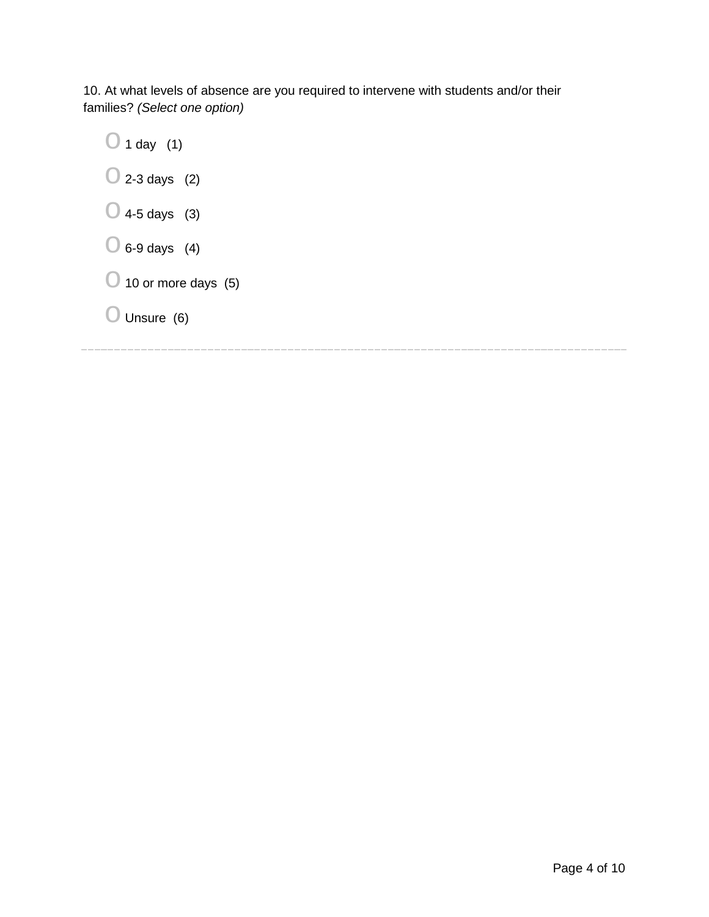10. At what levels of absence are you required to intervene with students and/or their families? *(Select one option)*

- O 1 day (1)
- O 2-3 days (2)
- O 4-5 days (3)
- O 6-9 days (4)
- O 10 or more days (5)
- O Unsure (6)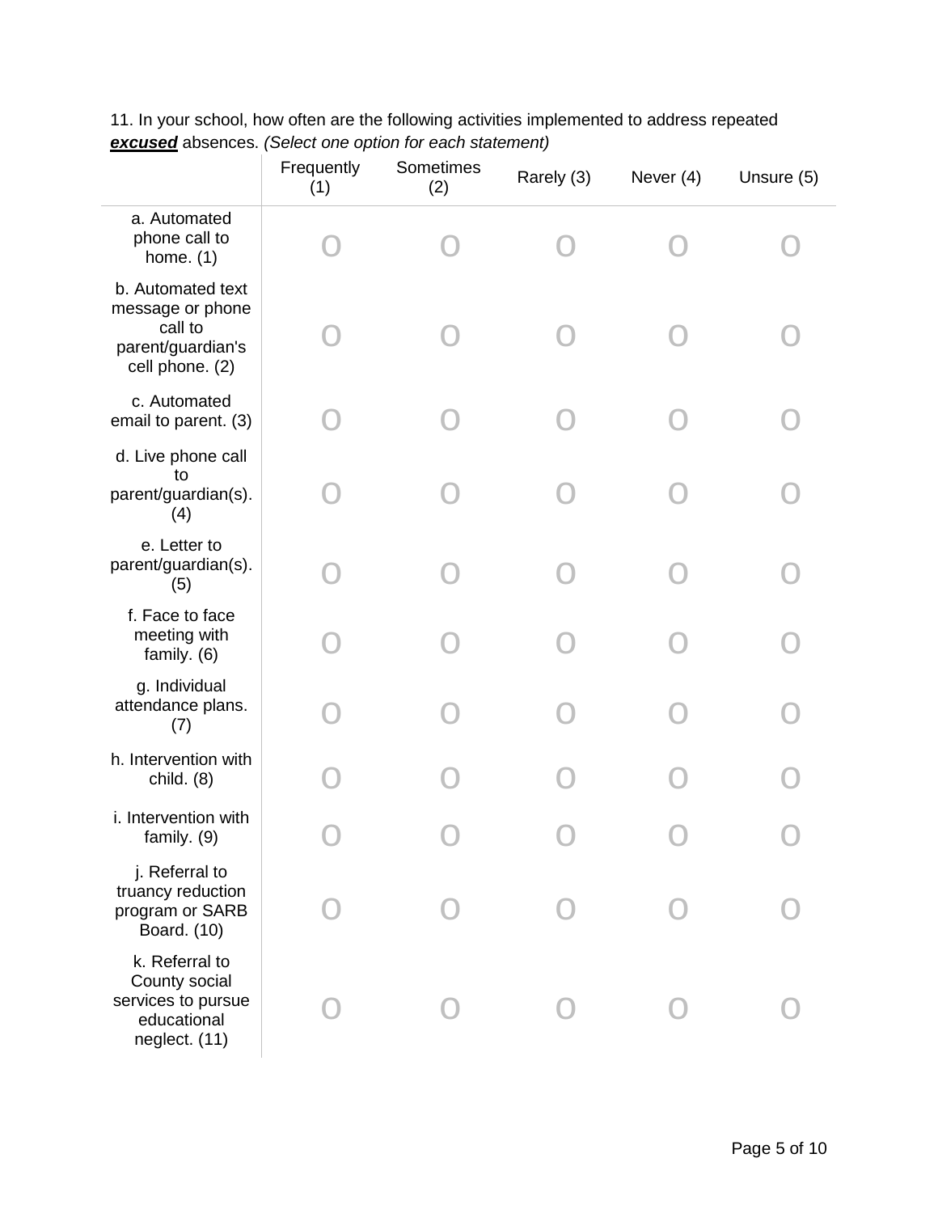11. In your school, how often are the following activities implemented to address repeated ***excused*** absences. *(Select one option for each statement)*

| | Frequently (1) | Sometimes (2) | Rarely (3) | Never (4) | Unsure (5) |
|---|---|---|---|---|---|
| a. Automated phone call to home. (1) | o | o | o | o | o |
| b. Automated text message or phone call to parent/guardian's cell phone. (2) | o | o | o | o | o |
| c. Automated email to parent. (3) | o | o | o | o | o |
| d. Live phone call to parent/guardian(s). (4) | o | o | o | o | o |
| e. Letter to parent/guardian(s). (5) | o | o | o | o | o |
| f. Face to face meeting with family. (6) | o | o | o | o | o |
| g. Individual attendance plans. (7) | o | o | o | o | o |
| h. Intervention with child. (8) | o | o | o | o | o |
| i. Intervention with family. (9) | o | o | o | o | o |
| j. Referral to truancy reduction program or SARB Board. (10) | o | o | o | o | o |
| k. Referral to County social services to pursue educational neglect. (11) | o | o | o | o | o |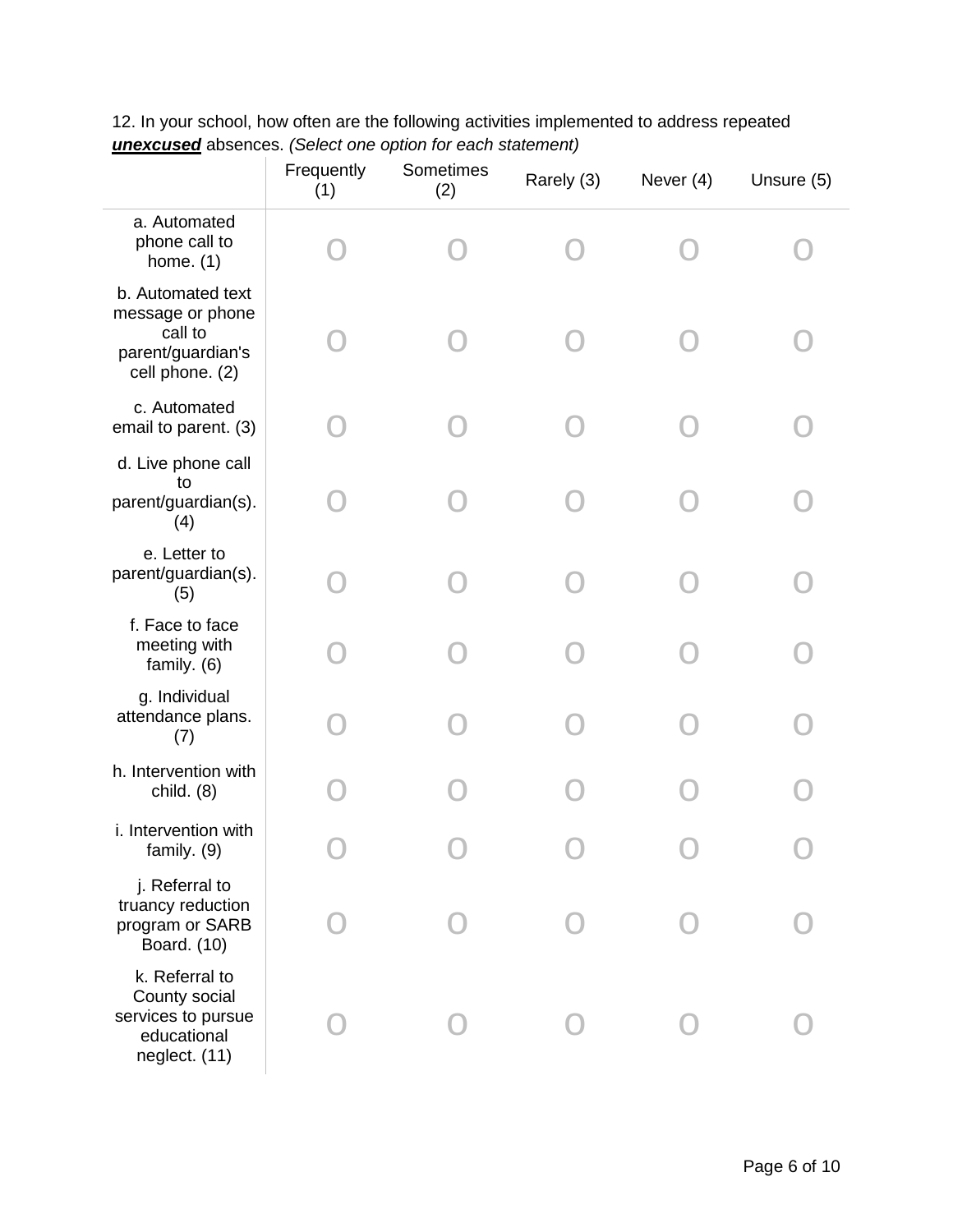12. In your school, how often are the following activities implemented to address repeated ***unexcused*** absences. *(Select one option for each statement)*

| | Frequently (1) | Sometimes (2) | Rarely (3) | Never (4) | Unsure (5) |
|---|---|---|---|---|---|
| a. Automated phone call to home. (1) | o | o | o | o | o |
| b. Automated text message or phone call to parent/guardian's cell phone. (2) | o | o | o | o | o |
| c. Automated email to parent. (3) | o | o | o | o | o |
| d. Live phone call to parent/guardian(s). (4) | o | o | o | o | o |
| e. Letter to parent/guardian(s). (5) | o | o | o | o | o |
| f. Face to face meeting with family. (6) | o | o | o | o | o |
| g. Individual attendance plans. (7) | o | o | o | o | o |
| h. Intervention with child. (8) | o | o | o | o | o |
| i. Intervention with family. (9) | o | o | o | o | o |
| j. Referral to truancy reduction program or SARB Board. (10) | o | o | o | o | o |
| k. Referral to County social services to pursue educational neglect. (11) | o | o | o | o | o |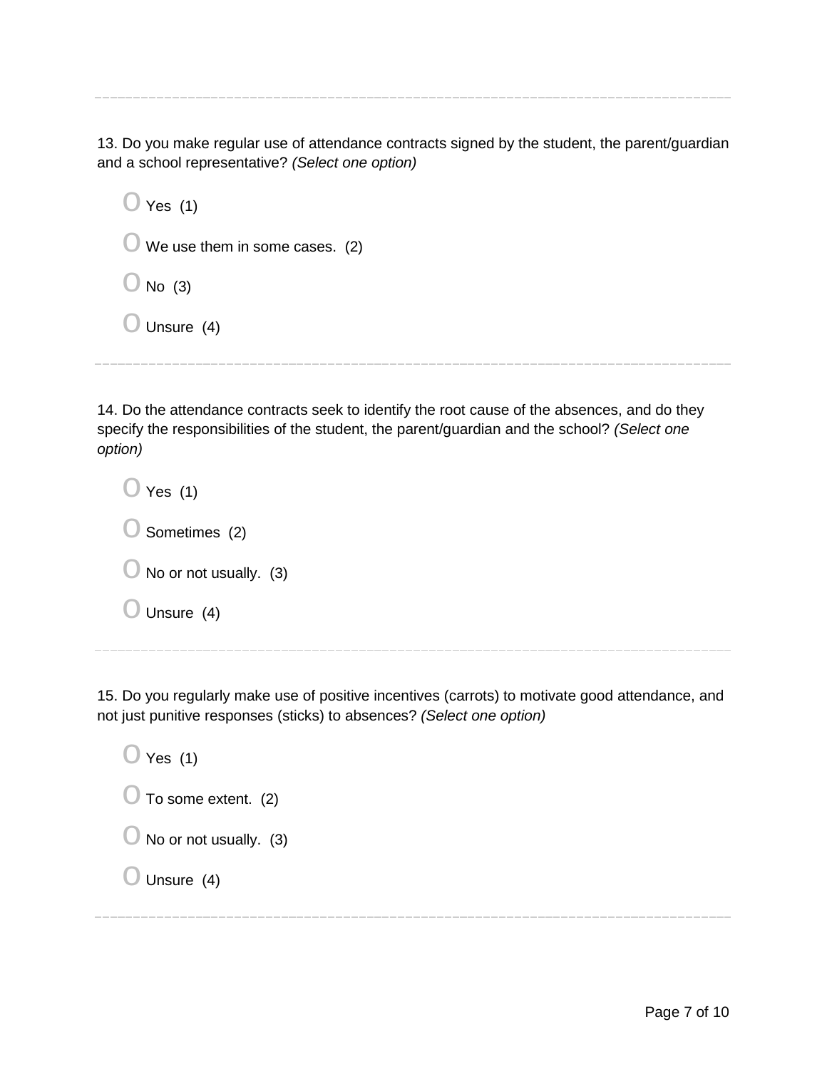---

13. Do you make regular use of attendance contracts signed by the student, the parent/guardian and a school representative? *(Select one option)*

- O Yes (1)
- O We use them in some cases. (2)
- O No (3)
- O Unsure (4)

---

14. Do the attendance contracts seek to identify the root cause of the absences, and do they specify the responsibilities of the student, the parent/guardian and the school? *(Select one option)*

- O Yes (1)
- O Sometimes (2)
- O No or not usually. (3)
- O Unsure (4)

---

15. Do you regularly make use of positive incentives (carrots) to motivate good attendance, and not just punitive responses (sticks) to absences? *(Select one option)*

- O Yes (1)
- O To some extent. (2)
- O No or not usually. (3)
- O Unsure (4)

---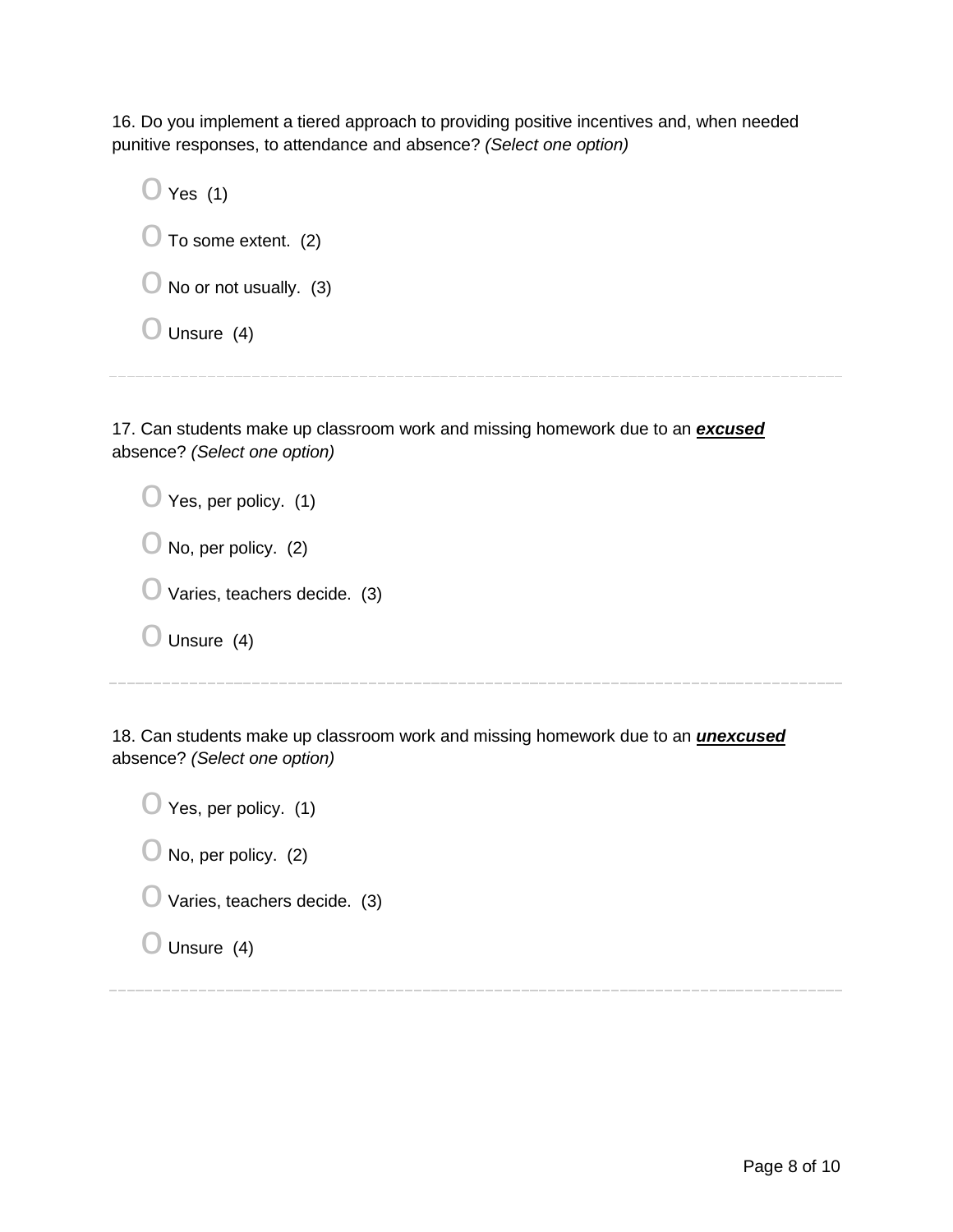16. Do you implement a tiered approach to providing positive incentives and, when needed punitive responses, to attendance and absence? *(Select one option)*

- Yes (1)
- To some extent. (2)
- No or not usually. (3)
- Unsure (4)

---

17. Can students make up classroom work and missing homework due to an ***excused*** absence? *(Select one option)*

- Yes, per policy. (1)
- No, per policy. (2)
- Varies, teachers decide. (3)
- Unsure (4)

---

18. Can students make up classroom work and missing homework due to an ***unexcused*** absence? *(Select one option)*

- Yes, per policy. (1)
- No, per policy. (2)
- Varies, teachers decide. (3)
- Unsure (4)

---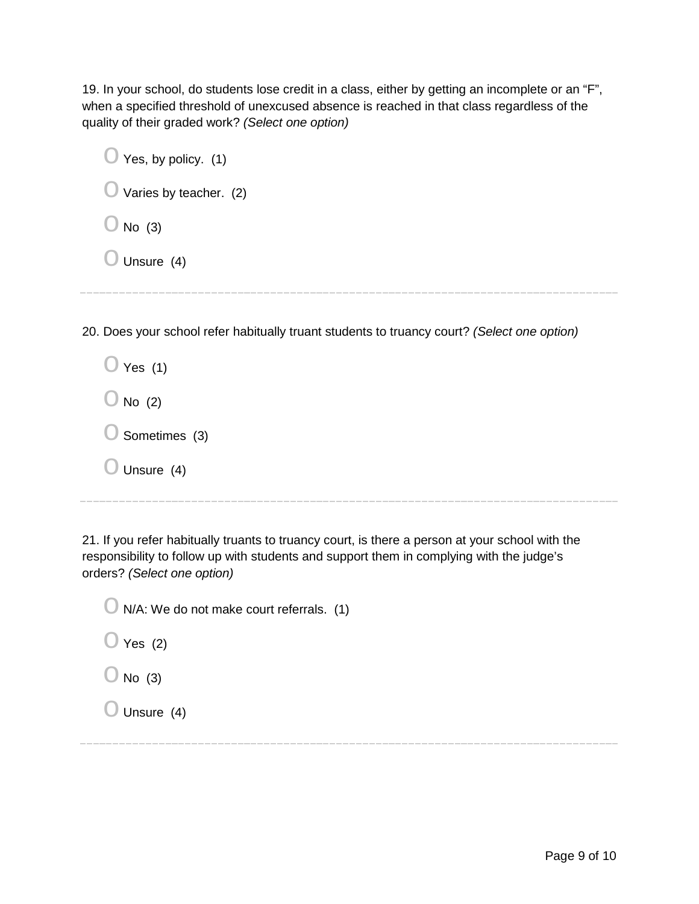19. In your school, do students lose credit in a class, either by getting an incomplete or an "F", when a specified threshold of unexcused absence is reached in that class regardless of the quality of their graded work? *(Select one option)*

- O Yes, by policy. (1)
- O Varies by teacher. (2)
- O No (3)
- O Unsure (4)

---

20. Does your school refer habitually truant students to truancy court? *(Select one option)*

- O Yes (1)
- O No (2)
- O Sometimes (3)
- O Unsure (4)

---

21. If you refer habitually truants to truancy court, is there a person at your school with the responsibility to follow up with students and support them in complying with the judge's orders? *(Select one option)*

- O N/A: We do not make court referrals. (1)
- O Yes (2)
- O No (3)
- O Unsure (4)

---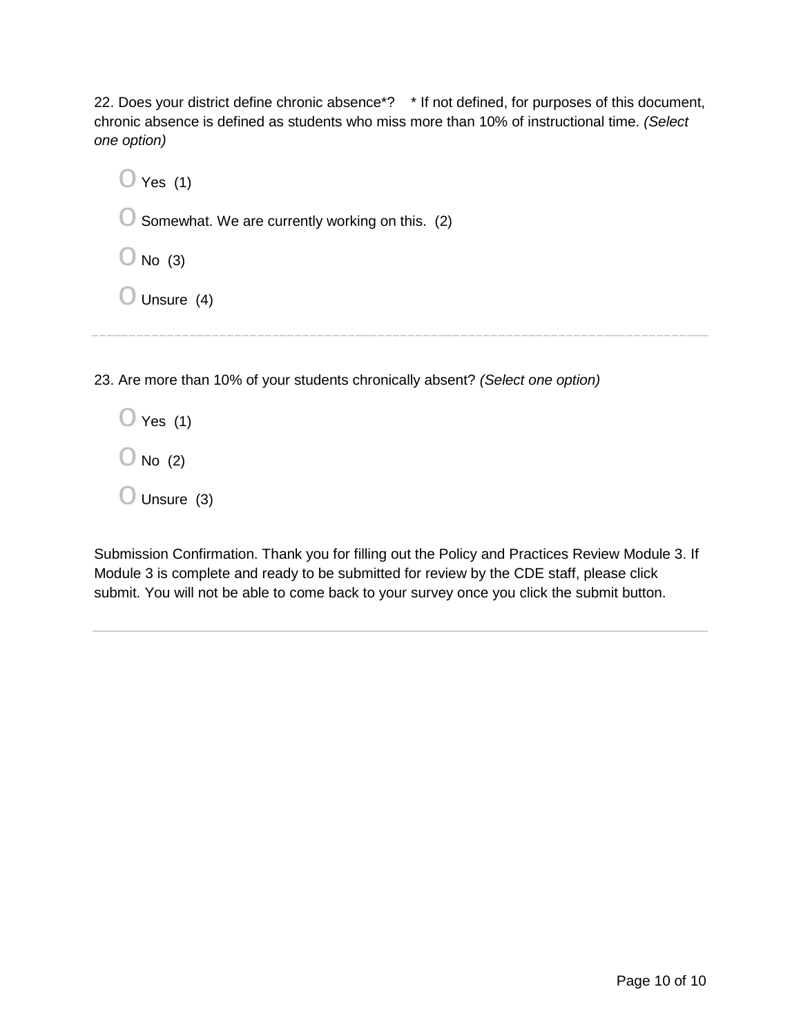22. Does your district define chronic absence*?    * If not defined, for purposes of this document, chronic absence is defined as students who miss more than 10% of instructional time. *(Select one option)*

- Yes  (1)
- Somewhat. We are currently working on this.  (2)
- No  (3)
- Unsure  (4)

---

23. Are more than 10% of your students chronically absent? *(Select one option)*

- Yes  (1)
- No  (2)
- Unsure  (3)

Submission Confirmation. Thank you for filling out the Policy and Practices Review Module 3. If Module 3 is complete and ready to be submitted for review by the CDE staff, please click submit. You will not be able to come back to your survey once you click the submit button.

---